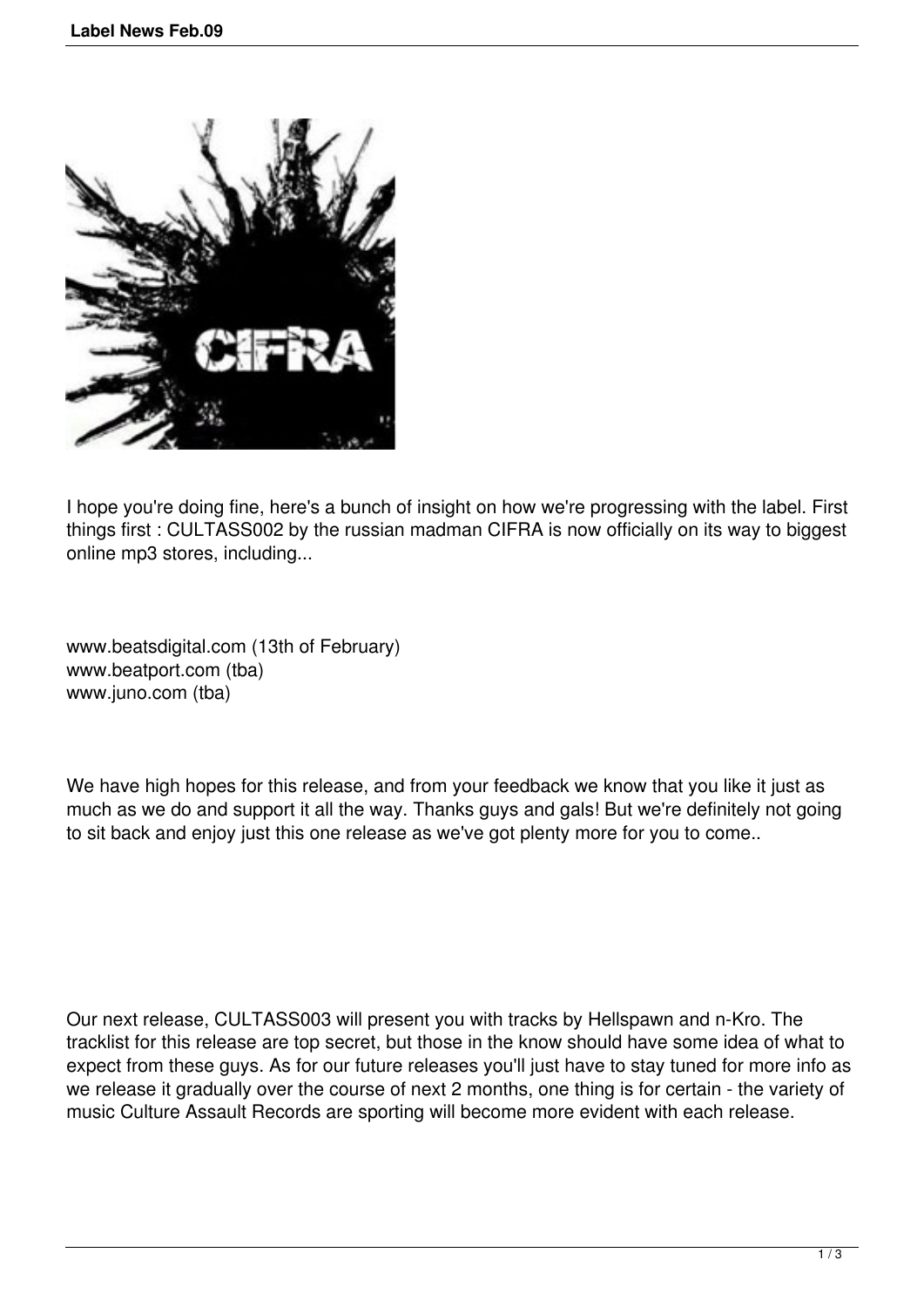I hope you're doing fine, here's a bunch of insight on how we're progressing with the label. First things first : CULTASS002 by the russian madman CIFRA is now officially on its way to biggest online mp3 stores, including...

www.beatsdigital.com (13th of February)
www.beatport.com (tba)
www.juno.com (tba)

We have high hopes for this release, and from your feedback we know that you like it just as much as we do and support it all the way. Thanks guys and gals! But we're definitely not going to sit back and enjoy just this one release as we've got plenty more for you to come..

Our next release, CULTASS003 will present you with tracks by Hellspawn and n-Kro. The tracklist for this release are top secret, but those in the know should have some idea of what to expect from these guys. As for our future releases you'll just have to stay tuned for more info as we release it gradually over the course of next 2 months, one thing is for certain - the variety of music Culture Assault Records are sporting will become more evident with each release.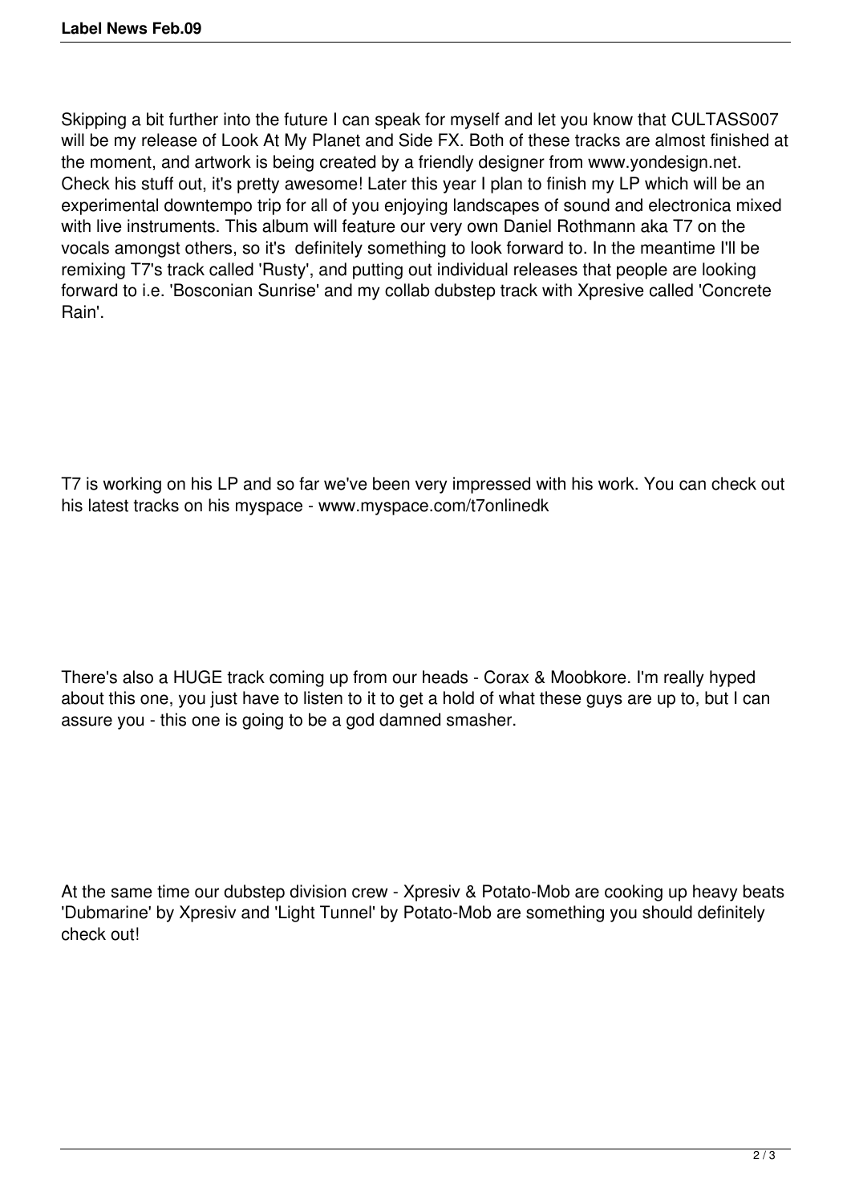Skipping a bit further into the future I can speak for myself and let you know that CULTASS007 will be my release of Look At My Planet and Side FX. Both of these tracks are almost finished at the moment, and artwork is being created by a friendly designer from www.yondesign.net. Check his stuff out, it's pretty awesome! Later this year I plan to finish my LP which will be an experimental downtempo trip for all of you enjoying landscapes of sound and electronica mixed with live instruments. This album will feature our very own Daniel Rothmann aka T7 on the vocals amongst others, so it's definitely something to look forward to. In the meantime I'll be remixing T7's track called 'Rusty', and putting out individual releases that people are looking forward to i.e. 'Bosconian Sunrise' and my collab dubstep track with Xpresive called 'Concrete Rain'.

T7 is working on his LP and so far we've been very impressed with his work. You can check out his latest tracks on his myspace - www.myspace.com/t7onlinedk

There's also a HUGE track coming up from our heads - Corax & Moobkore. I'm really hyped about this one, you just have to listen to it to get a hold of what these guys are up to, but I can assure you - this one is going to be a god damned smasher.

At the same time our dubstep division crew - Xpresiv & Potato-Mob are cooking up heavy beats 'Dubmarine' by Xpresiv and 'Light Tunnel' by Potato-Mob are something you should definitely check out!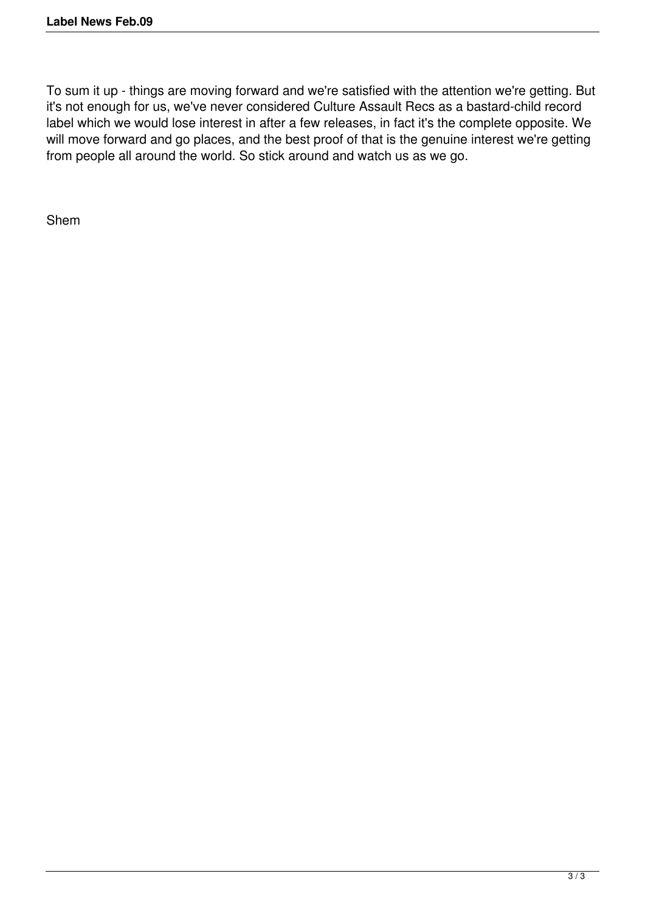To sum it up - things are moving forward and we're satisfied with the attention we're getting. But it's not enough for us, we've never considered Culture Assault Recs as a bastard-child record label which we would lose interest in after a few releases, in fact it's the complete opposite. We will move forward and go places, and the best proof of that is the genuine interest we're getting from people all around the world. So stick around and watch us as we go.

Shem